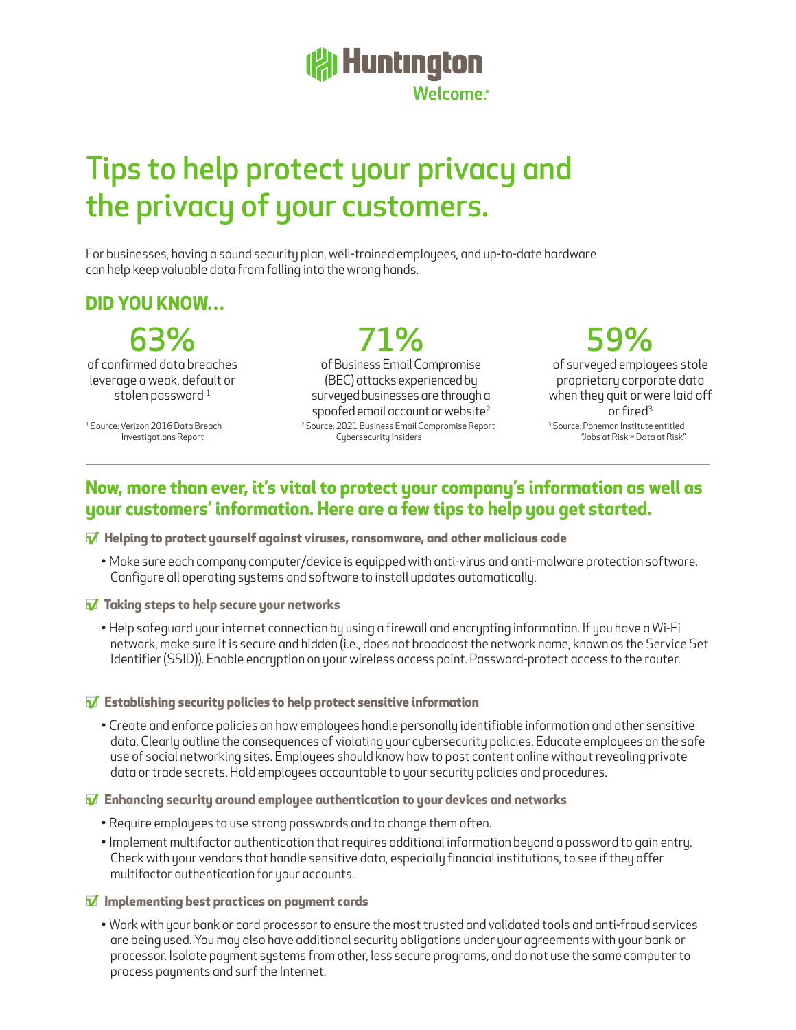Huntington

Welcome.

# Tips to help protect your privacy and the privacy of your customers.

For businesses, having a sound security plan, well-trained employees, and up-to-date hardware can help keep valuable data from falling into the wrong hands.

## DID YOU KNOW…

**63%**

of confirmed data breaches leverage a weak, default or stolen password [1]

[1] Source: Verizon 2016 Data Breach Investigations Report

**71%**

of Business Email Compromise (BEC) attacks experienced by surveyed businesses are through a spoofed email account or website[2]

[2] Source: 2021 Business Email Compromise Report Cybersecurity Insiders

**59%**

of surveyed employees stole proprietary corporate data when they quit or were laid off or fired[3]

[3] Source: Ponemon Institute entitled "Jobs at Risk = Data at Risk"

## Now, more than ever, it's vital to protect your company's information as well as your customers' information. Here are a few tips to help you get started.

**☑ Helping to protect yourself against viruses, ransomware, and other malicious code**

- Make sure each company computer/device is equipped with anti-virus and anti-malware protection software. Configure all operating systems and software to install updates automatically.

**☑ Taking steps to help secure your networks**

- Help safeguard your internet connection by using a firewall and encrypting information. If you have a Wi-Fi network, make sure it is secure and hidden (i.e., does not broadcast the network name, known as the Service Set Identifier (SSID)). Enable encryption on your wireless access point. Password-protect access to the router.

**☑ Establishing security policies to help protect sensitive information**

- Create and enforce policies on how employees handle personally identifiable information and other sensitive data. Clearly outline the consequences of violating your cybersecurity policies. Educate employees on the safe use of social networking sites. Employees should know how to post content online without revealing private data or trade secrets. Hold employees accountable to your security policies and procedures.

**☑ Enhancing security around employee authentication to your devices and networks**

- Require employees to use strong passwords and to change them often.
- Implement multifactor authentication that requires additional information beyond a password to gain entry. Check with your vendors that handle sensitive data, especially financial institutions, to see if they offer multifactor authentication for your accounts.

**☑ Implementing best practices on payment cards**

- Work with your bank or card processor to ensure the most trusted and validated tools and anti-fraud services are being used. You may also have additional security obligations under your agreements with your bank or processor. Isolate payment systems from other, less secure programs, and do not use the same computer to process payments and surf the Internet.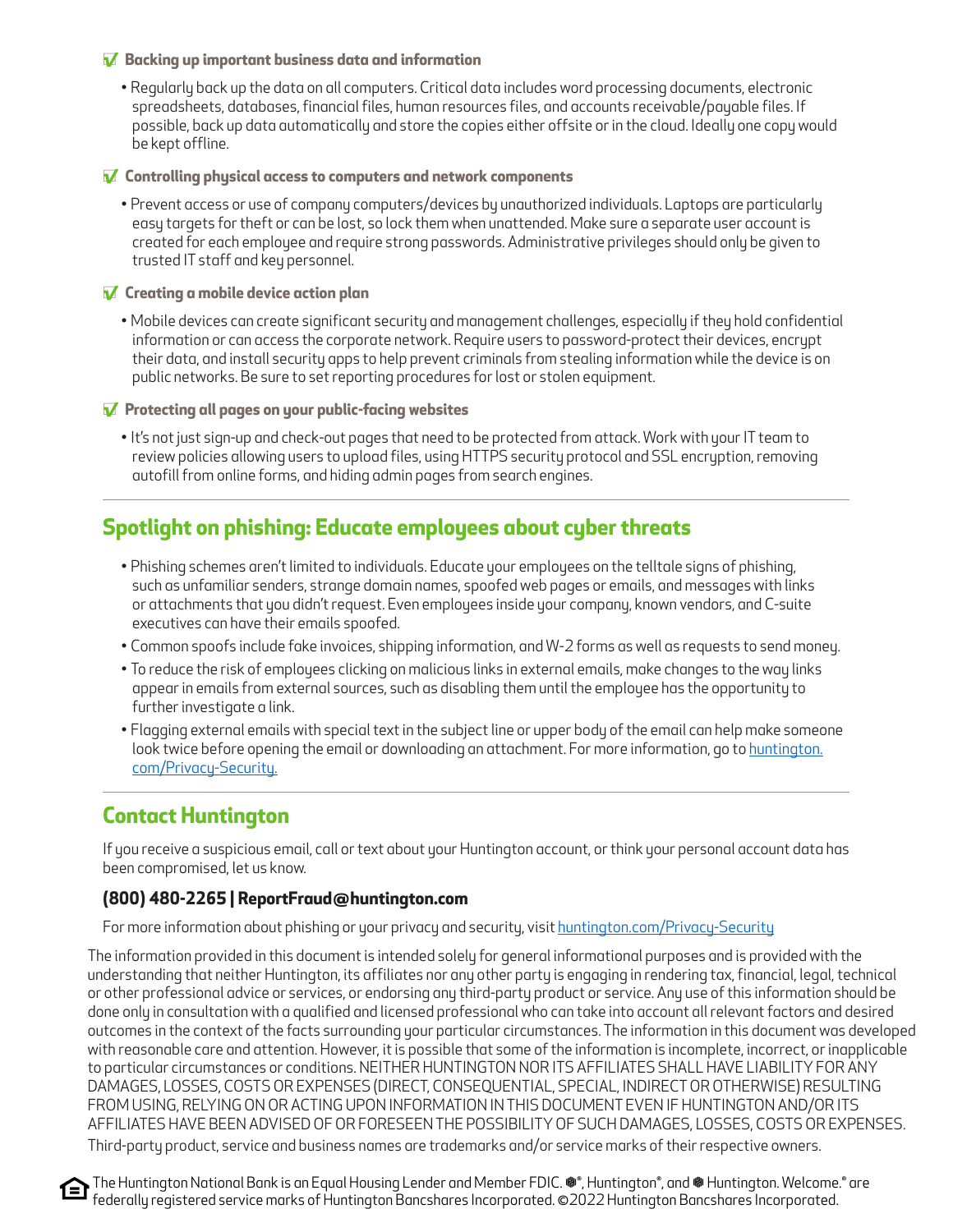**✓ Backing up important business data and information**

- Regularly back up the data on all computers. Critical data includes word processing documents, electronic spreadsheets, databases, financial files, human resources files, and accounts receivable/payable files. If possible, back up data automatically and store the copies either offsite or in the cloud. Ideally one copy would be kept offline.

**✓ Controlling physical access to computers and network components**

- Prevent access or use of company computers/devices by unauthorized individuals. Laptops are particularly easy targets for theft or can be lost, so lock them when unattended. Make sure a separate user account is created for each employee and require strong passwords. Administrative privileges should only be given to trusted IT staff and key personnel.

**✓ Creating a mobile device action plan**

- Mobile devices can create significant security and management challenges, especially if they hold confidential information or can access the corporate network. Require users to password-protect their devices, encrypt their data, and install security apps to help prevent criminals from stealing information while the device is on public networks. Be sure to set reporting procedures for lost or stolen equipment.

**✓ Protecting all pages on your public-facing websites**

- It's not just sign-up and check-out pages that need to be protected from attack. Work with your IT team to review policies allowing users to upload files, using HTTPS security protocol and SSL encryption, removing autofill from online forms, and hiding admin pages from search engines.

## Spotlight on phishing: Educate employees about cyber threats

- Phishing schemes aren't limited to individuals. Educate your employees on the telltale signs of phishing, such as unfamiliar senders, strange domain names, spoofed web pages or emails, and messages with links or attachments that you didn't request. Even employees inside your company, known vendors, and C-suite executives can have their emails spoofed.
- Common spoofs include fake invoices, shipping information, and W-2 forms as well as requests to send money.
- To reduce the risk of employees clicking on malicious links in external emails, make changes to the way links appear in emails from external sources, such as disabling them until the employee has the opportunity to further investigate a link.
- Flagging external emails with special text in the subject line or upper body of the email can help make someone look twice before opening the email or downloading an attachment. For more information, go to huntington.com/Privacy-Security.

## Contact Huntington

If you receive a suspicious email, call or text about your Huntington account, or think your personal account data has been compromised, let us know.

### (800) 480-2265 | ReportFraud@huntington.com

For more information about phishing or your privacy and security, visit huntington.com/Privacy-Security

The information provided in this document is intended solely for general informational purposes and is provided with the understanding that neither Huntington, its affiliates nor any other party is engaging in rendering tax, financial, legal, technical or other professional advice or services, or endorsing any third-party product or service. Any use of this information should be done only in consultation with a qualified and licensed professional who can take into account all relevant factors and desired outcomes in the context of the facts surrounding your particular circumstances. The information in this document was developed with reasonable care and attention. However, it is possible that some of the information is incomplete, incorrect, or inapplicable to particular circumstances or conditions. NEITHER HUNTINGTON NOR ITS AFFILIATES SHALL HAVE LIABILITY FOR ANY DAMAGES, LOSSES, COSTS OR EXPENSES (DIRECT, CONSEQUENTIAL, SPECIAL, INDIRECT OR OTHERWISE) RESULTING FROM USING, RELYING ON OR ACTING UPON INFORMATION IN THIS DOCUMENT EVEN IF HUNTINGTON AND/OR ITS AFFILIATES HAVE BEEN ADVISED OF OR FORESEEN THE POSSIBILITY OF SUCH DAMAGES, LOSSES, COSTS OR EXPENSES.

Third-party product, service and business names are trademarks and/or service marks of their respective owners.

The Huntington National Bank is an Equal Housing Lender and Member FDIC. ®, Huntington®, and Huntington. Welcome.® are federally registered service marks of Huntington Bancshares Incorporated. ©2022 Huntington Bancshares Incorporated.